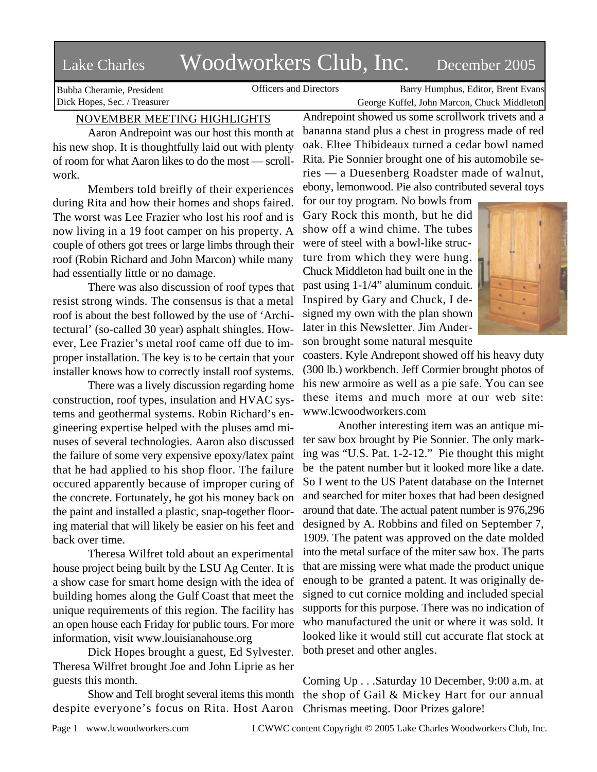# Lake Charles Woodworkers Club, Inc. December 2005

Officers and Directors

Bubba Cheramie, President
Dick Hopes, Sec. / Treasurer

Barry Humphus, Editor, Brent Evans
George Kuffel, John Marcon, Chuck Middleton

## NOVEMBER MEETING HIGHLIGHTS

Aaron Andrepoint was our host this month at his new shop. It is thoughtfully laid out with plenty of room for what Aaron likes to do the most — scrollwork.

Members told breifly of their experiences during Rita and how their homes and shops faired. The worst was Lee Frazier who lost his roof and is now living in a 19 foot camper on his property. A couple of others got trees or large limbs through their roof (Robin Richard and John Marcon) while many had essentially little or no damage.

There was also discussion of roof types that resist strong winds. The consensus is that a metal roof is about the best followed by the use of 'Architectural' (so-called 30 year) asphalt shingles. However, Lee Frazier's metal roof came off due to improper installation. The key is to be certain that your installer knows how to correctly install roof systems.

There was a lively discussion regarding home construction, roof types, insulation and HVAC systems and geothermal systems. Robin Richard's engineering expertise helped with the pluses amd minuses of several technologies. Aaron also discussed the failure of some very expensive epoxy/latex paint that he had applied to his shop floor. The failure occured apparently because of improper curing of the concrete. Fortunately, he got his money back on the paint and installed a plastic, snap-together flooring material that will likely be easier on his feet and back over time.

Theresa Wilfret told about an experimental house project being built by the LSU Ag Center. It is a show case for smart home design with the idea of building homes along the Gulf Coast that meet the unique requirements of this region. The facility has an open house each Friday for public tours. For more information, visit www.louisianahouse.org

Dick Hopes brought a guest, Ed Sylvester. Theresa Wilfret brought Joe and John Liprie as her guests this month.

Show and Tell broght several items this month despite everyone's focus on Rita. Host Aaron Andrepoint showed us some scrollwork trivets and a bananna stand plus a chest in progress made of red oak. Eltee Thibideaux turned a cedar bowl named Rita. Pie Sonnier brought one of his automobile series — a Duesenberg Roadster made of walnut, ebony, lemonwood. Pie also contributed several toys for our toy program. No bowls from Gary Rock this month, but he did show off a wind chime. The tubes were of steel with a bowl-like structure from which they were hung. Chuck Middleton had built one in the past using 1-1/4" aluminum conduit. Inspired by Gary and Chuck, I designed my own with the plan shown later in this Newsletter. Jim Anderson brought some natural mesquite coasters. Kyle Andrepont showed off his heavy duty (300 lb.) workbench. Jeff Cormier brought photos of his new armoire as well as a pie safe. You can see these items and much more at our web site: www.lcwoodworkers.com

Another interesting item was an antique miter saw box brought by Pie Sonnier. The only marking was "U.S. Pat. 1-2-12." Pie thought this might be the patent number but it looked more like a date. So I went to the US Patent database on the Internet and searched for miter boxes that had been designed around that date. The actual patent number is 976,296 designed by A. Robbins and filed on September 7, 1909. The patent was approved on the date molded into the metal surface of the miter saw box. The parts that are missing were what made the product unique enough to be granted a patent. It was originally designed to cut cornice molding and included special supports for this purpose. There was no indication of who manufactured the unit or where it was sold. It looked like it would still cut accurate flat stock at both preset and other angles.

Coming Up . . .Saturday 10 December, 9:00 a.m. at the shop of Gail & Mickey Hart for our annual Chrismas meeting. Door Prizes galore!

LCWWC content Copyright © 2005 Lake Charles Woodworkers Club, Inc.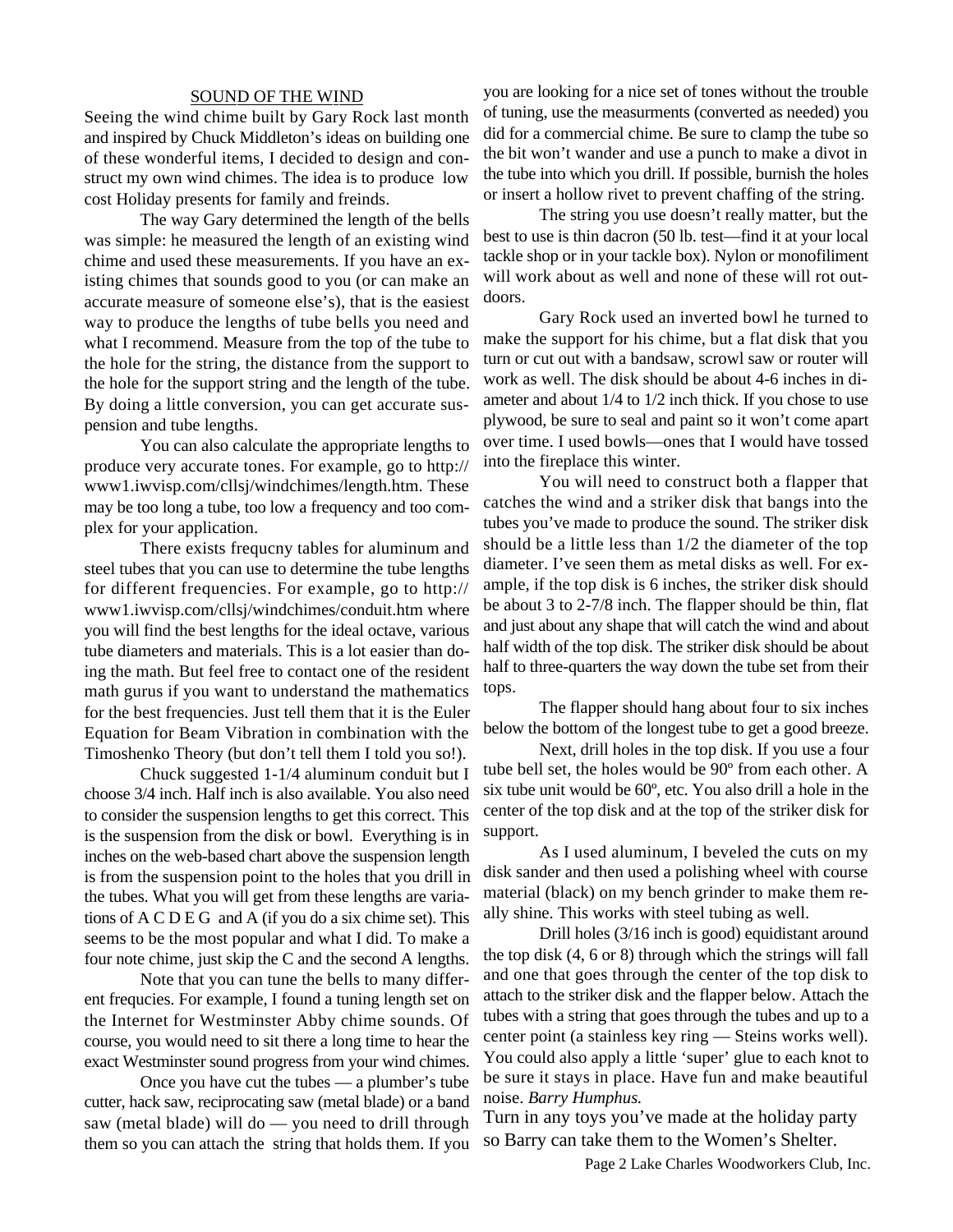## SOUND OF THE WIND

Seeing the wind chime built by Gary Rock last month and inspired by Chuck Middleton's ideas on building one of these wonderful items, I decided to design and construct my own wind chimes. The idea is to produce low cost Holiday presents for family and freinds.

The way Gary determined the length of the bells was simple: he measured the length of an existing wind chime and used these measurements. If you have an existing chimes that sounds good to you (or can make an accurate measure of someone else's), that is the easiest way to produce the lengths of tube bells you need and what I recommend. Measure from the top of the tube to the hole for the string, the distance from the support to the hole for the support string and the length of the tube. By doing a little conversion, you can get accurate suspension and tube lengths.

You can also calculate the appropriate lengths to produce very accurate tones. For example, go to http://www1.iwvisp.com/cllsj/windchimes/length.htm. These may be too long a tube, too low a frequency and too complex for your application.

There exists frequcny tables for aluminum and steel tubes that you can use to determine the tube lengths for different frequencies. For example, go to http://www1.iwvisp.com/cllsj/windchimes/conduit.htm where you will find the best lengths for the ideal octave, various tube diameters and materials. This is a lot easier than doing the math. But feel free to contact one of the resident math gurus if you want to understand the mathematics for the best frequencies. Just tell them that it is the Euler Equation for Beam Vibration in combination with the Timoshenko Theory (but don't tell them I told you so!).

Chuck suggested 1-1/4 aluminum conduit but I choose 3/4 inch. Half inch is also available. You also need to consider the suspension lengths to get this correct. This is the suspension from the disk or bowl. Everything is in inches on the web-based chart above the suspension length is from the suspension point to the holes that you drill in the tubes. What you will get from these lengths are variations of A C D E G and A (if you do a six chime set). This seems to be the most popular and what I did. To make a four note chime, just skip the C and the second A lengths.

Note that you can tune the bells to many different frequcies. For example, I found a tuning length set on the Internet for Westminster Abby chime sounds. Of course, you would need to sit there a long time to hear the exact Westminster sound progress from your wind chimes.

Once you have cut the tubes — a plumber's tube cutter, hack saw, reciprocating saw (metal blade) or a band saw (metal blade) will do — you need to drill through them so you can attach the string that holds them. If you are looking for a nice set of tones without the trouble of tuning, use the measurments (converted as needed) you did for a commercial chime. Be sure to clamp the tube so the bit won't wander and use a punch to make a divot in the tube into which you drill. If possible, burnish the holes or insert a hollow rivet to prevent chaffing of the string.

The string you use doesn't really matter, but the best to use is thin dacron (50 lb. test—find it at your local tackle shop or in your tackle box). Nylon or monofiliment will work about as well and none of these will rot outdoors.

Gary Rock used an inverted bowl he turned to make the support for his chime, but a flat disk that you turn or cut out with a bandsaw, scrowl saw or router will work as well. The disk should be about 4-6 inches in diameter and about 1/4 to 1/2 inch thick. If you chose to use plywood, be sure to seal and paint so it won't come apart over time. I used bowls—ones that I would have tossed into the fireplace this winter.

You will need to construct both a flapper that catches the wind and a striker disk that bangs into the tubes you've made to produce the sound. The striker disk should be a little less than 1/2 the diameter of the top diameter. I've seen them as metal disks as well. For example, if the top disk is 6 inches, the striker disk should be about 3 to 2-7/8 inch. The flapper should be thin, flat and just about any shape that will catch the wind and about half width of the top disk. The striker disk should be about half to three-quarters the way down the tube set from their tops.

The flapper should hang about four to six inches below the bottom of the longest tube to get a good breeze.

Next, drill holes in the top disk. If you use a four tube bell set, the holes would be 90º from each other. A six tube unit would be 60º, etc. You also drill a hole in the center of the top disk and at the top of the striker disk for support.

As I used aluminum, I beveled the cuts on my disk sander and then used a polishing wheel with course material (black) on my bench grinder to make them really shine. This works with steel tubing as well.

Drill holes (3/16 inch is good) equidistant around the top disk (4, 6 or 8) through which the strings will fall and one that goes through the center of the top disk to attach to the striker disk and the flapper below. Attach the tubes with a string that goes through the tubes and up to a center point (a stainless key ring — Steins works well). You could also apply a little 'super' glue to each knot to be sure it stays in place. Have fun and make beautiful noise. *Barry Humphus.*

Turn in any toys you've made at the holiday party so Barry can take them to the Women's Shelter.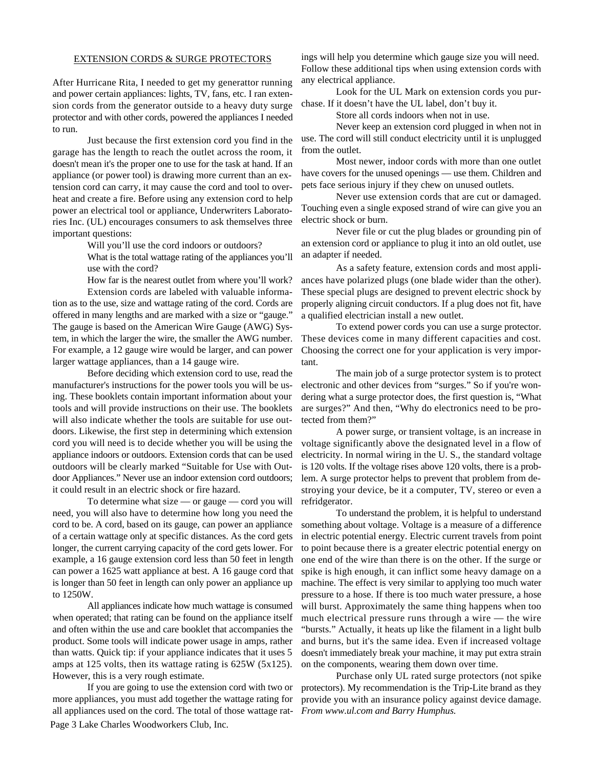## EXTENSION CORDS & SURGE PROTECTORS

After Hurricane Rita, I needed to get my generattor running and power certain appliances: lights, TV, fans, etc. I ran extension cords from the generator outside to a heavy duty surge protector and with other cords, powered the appliances I needed to run.

Just because the first extension cord you find in the garage has the length to reach the outlet across the room, it doesn't mean it's the proper one to use for the task at hand. If an appliance (or power tool) is drawing more current than an extension cord can carry, it may cause the cord and tool to overheat and create a fire. Before using any extension cord to help power an electrical tool or appliance, Underwriters Laboratories Inc. (UL) encourages consumers to ask themselves three important questions:

Will you'll use the cord indoors or outdoors?

What is the total wattage rating of the appliances you'll use with the cord?

How far is the nearest outlet from where you'll work?

Extension cords are labeled with valuable information as to the use, size and wattage rating of the cord. Cords are offered in many lengths and are marked with a size or "gauge." The gauge is based on the American Wire Gauge (AWG) System, in which the larger the wire, the smaller the AWG number. For example, a 12 gauge wire would be larger, and can power larger wattage appliances, than a 14 gauge wire.

Before deciding which extension cord to use, read the manufacturer's instructions for the power tools you will be using. These booklets contain important information about your tools and will provide instructions on their use. The booklets will also indicate whether the tools are suitable for use outdoors. Likewise, the first step in determining which extension cord you will need is to decide whether you will be using the appliance indoors or outdoors. Extension cords that can be used outdoors will be clearly marked "Suitable for Use with Outdoor Appliances." Never use an indoor extension cord outdoors; it could result in an electric shock or fire hazard.

To determine what size — or gauge — cord you will need, you will also have to determine how long you need the cord to be. A cord, based on its gauge, can power an appliance of a certain wattage only at specific distances. As the cord gets longer, the current carrying capacity of the cord gets lower. For example, a 16 gauge extension cord less than 50 feet in length can power a 1625 watt appliance at best. A 16 gauge cord that is longer than 50 feet in length can only power an appliance up to 1250W.

All appliances indicate how much wattage is consumed when operated; that rating can be found on the appliance itself and often within the use and care booklet that accompanies the product. Some tools will indicate power usage in amps, rather than watts. Quick tip: if your appliance indicates that it uses 5 amps at 125 volts, then its wattage rating is 625W (5x125). However, this is a very rough estimate.

If you are going to use the extension cord with two or more appliances, you must add together the wattage rating for all appliances used on the cord. The total of those wattage ratings will help you determine which gauge size you will need. Follow these additional tips when using extension cords with any electrical appliance.

Look for the UL Mark on extension cords you purchase. If it doesn't have the UL label, don't buy it.

Store all cords indoors when not in use.

Never keep an extension cord plugged in when not in use. The cord will still conduct electricity until it is unplugged from the outlet.

Most newer, indoor cords with more than one outlet have covers for the unused openings — use them. Children and pets face serious injury if they chew on unused outlets.

Never use extension cords that are cut or damaged. Touching even a single exposed strand of wire can give you an electric shock or burn.

Never file or cut the plug blades or grounding pin of an extension cord or appliance to plug it into an old outlet, use an adapter if needed.

As a safety feature, extension cords and most appliances have polarized plugs (one blade wider than the other). These special plugs are designed to prevent electric shock by properly aligning circuit conductors. If a plug does not fit, have a qualified electrician install a new outlet.

To extend power cords you can use a surge protector. These devices come in many different capacities and cost. Choosing the correct one for your application is very important.

The main job of a surge protector system is to protect electronic and other devices from "surges." So if you're wondering what a surge protector does, the first question is, "What are surges?" And then, "Why do electronics need to be protected from them?"

A power surge, or transient voltage, is an increase in voltage significantly above the designated level in a flow of electricity. In normal wiring in the U. S., the standard voltage is 120 volts. If the voltage rises above 120 volts, there is a problem. A surge protector helps to prevent that problem from destroying your device, be it a computer, TV, stereo or even a refridgerator.

To understand the problem, it is helpful to understand something about voltage. Voltage is a measure of a difference in electric potential energy. Electric current travels from point to point because there is a greater electric potential energy on one end of the wire than there is on the other. If the surge or spike is high enough, it can inflict some heavy damage on a machine. The effect is very similar to applying too much water pressure to a hose. If there is too much water pressure, a hose will burst. Approximately the same thing happens when too much electrical pressure runs through a wire — the wire "bursts." Actually, it heats up like the filament in a light bulb and burns, but it's the same idea. Even if increased voltage doesn't immediately break your machine, it may put extra strain on the components, wearing them down over time.

Purchase only UL rated surge protectors (not spike protectors). My recommendation is the Trip-Lite brand as they provide you with an insurance policy against device damage. *From www.ul.com and Barry Humphus.*